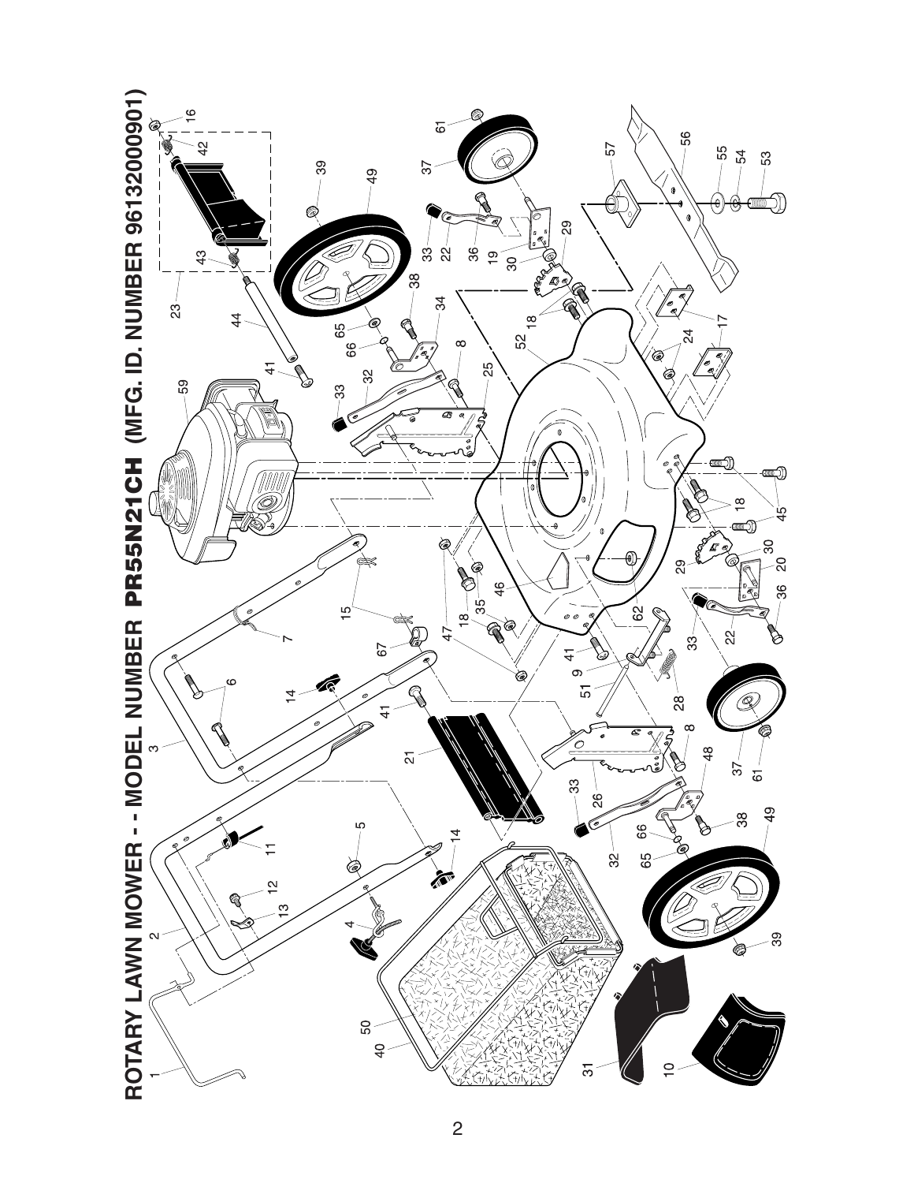# ROTARY LAWN MOWER - - MODEL NUMBER PR55N21CH (MFG. ID. NUMBER 96132000901)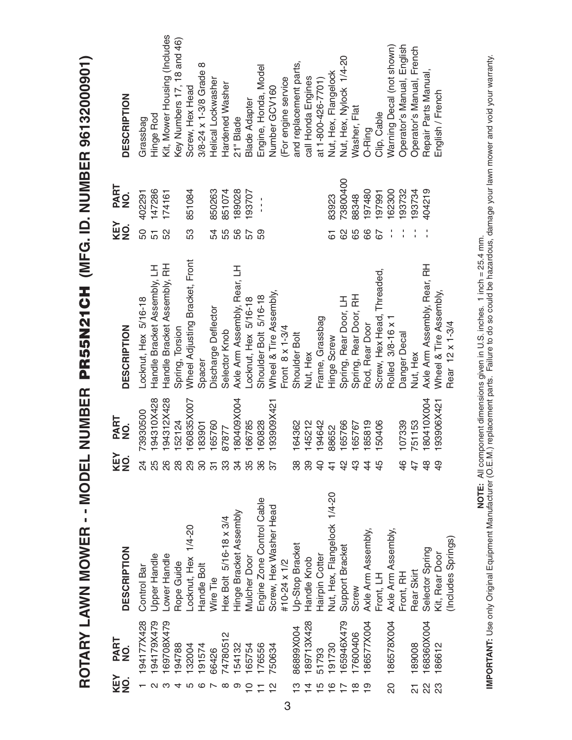# ROTARY LAWN MOWER - - MODEL NUMBER PR55N21CH (MFG. ID. NUMBER 96132000901)

| KEY NO. | PART NO. | DESCRIPTION | KEY NO. | PART NO. | DESCRIPTION | KEY NO. | PART NO. | DESCRIPTION |
|---|---|---|---|---|---|---|---|---|
| 1 | 194177X428 | Control Bar | 24 | 73930500 | Locknut, Hex 5/16-18 | 50 | 402291 | Grassbag |
| 2 | 194179X479 | Upper Handle | 25 | 194310X428 | Handle Bracket Assembly, LH | 51 | 147286 | Hinge Rod |
| 3 | 169708X479 | Lower Handle | 26 | 194312X428 | Handle Bracket Assembly, RH | 52 | 174161 | Kit, Mower Housing (Includes Key Numbers 17, 18 and 46) |
| 4 | 194788 | Rope Guide | 28 | 152124 | Spring, Torsion | | | |
| 5 | 132004 | Locknut, Hex 1/4-20 | 29 | 160835X007 | Wheel Adjusting Bracket, Front | 53 | 851084 | Screw, Hex Head 3/8-24 x 1-3/8 Grade 8 |
| 6 | 191574 | Handle Bolt | 30 | 183901 | Spacer | | | |
| 7 | 66426 | Wire Tie | 31 | 165760 | Discharge Deflector | 54 | 850263 | Helical Lockwasher |
| 8 | 74780512 | Hex Bolt 5/16-18 x 3/4 | 33 | 87877 | Selector Knob | 55 | 851074 | Hardened Washer |
| 9 | 154132 | Hinge Bracket Assembly | 34 | 180409X004 | Axle Arm Assembly, Rear, LH | 56 | 189028 | 21" Blade |
| 10 | 165754 | Mulcher Door | 35 | 166785 | Locknut, Hex 5/16-18 | 57 | 193707 | Blade Adapter |
| 11 | 176556 | Engine Zone Control Cable | 36 | 160828 | Shoulder Bolt 5/16-18 | 59 | - - - | Engine, Honda, Model Number GCV160 (For engine service and replacement parts, call Honda Engines at 1-800-426-7701) |
| 12 | 750634 | Screw, Hex Washer Head #10-24 x 1/2 | 37 | 193909X421 | Wheel & Tire Assembly, Front 8 x 1-3/4 | | | |
| 13 | 86899X004 | Up-Stop Bracket | 38 | 164362 | Shoulder Bolt | | | |
| 14 | 189713X428 | Handle Knob | 39 | 145212 | Nut, Hex | | | |
| 15 | 51793 | Hairpin Cotter | 40 | 194642 | Frame, Grassbag | | | |
| 16 | 191730 | Nut, Hex, Flangelock 1/4-20 | 41 | 88652 | Hinge Screw | 61 | 83923 | Nut, Hex, Flangelock |
| 17 | 165946X479 | Support Bracket | 42 | 165766 | Spring, Rear Door, LH | 62 | 73800400 | Nut, Hex, Nylock 1/4-20 |
| 18 | 17600406 | Screw | 43 | 165767 | Spring, Rear Door, RH | 65 | 88348 | Washer, Flat |
| 19 | 186577X004 | Axle Arm Assembly, Front, LH | 44 | 185819 | Rod, Rear Door | 66 | 197480 | O-Ring |
| 20 | 186578X004 | Axle Arm Assembly, Front, RH | 45 | 150406 | Screw, Hex Head, Threaded, Rolled 3/8-16 x 1 | 67 | 197991 | Clip, Cable |
| | | | | | | - - | 162300 | Warning Decal (not shown) |
| 21 | 189008 | Rear Skirt | 46 | 107339 | Danger Decal | - - | 193732 | Operator's Manual, English |
| 22 | 168360X004 | Selector Spring | 47 | 751153 | Nut, Hex | - - | 193734 | Operator's Manual, French |
| 23 | 186612 | Kit, Rear Door (Includes Springs) | 48 | 180410X004 | Axle Arm Assembly, Rear, RH | - - | 404219 | Repair Parts Manual, English / French |
| | | | 49 | 193906X421 | Wheel & Tire Assembly, Rear 12 x 1-3/4 | | | |

**NOTE:** All component dimensions given in U.S. inches. 1 inch = 25.4 mm.

**IMPORTANT:** Use only Original Equipment Manufacturer (O.E.M.) replacement parts. Failure to do so could be hazardous, damage your lawn mower and void your warranty.